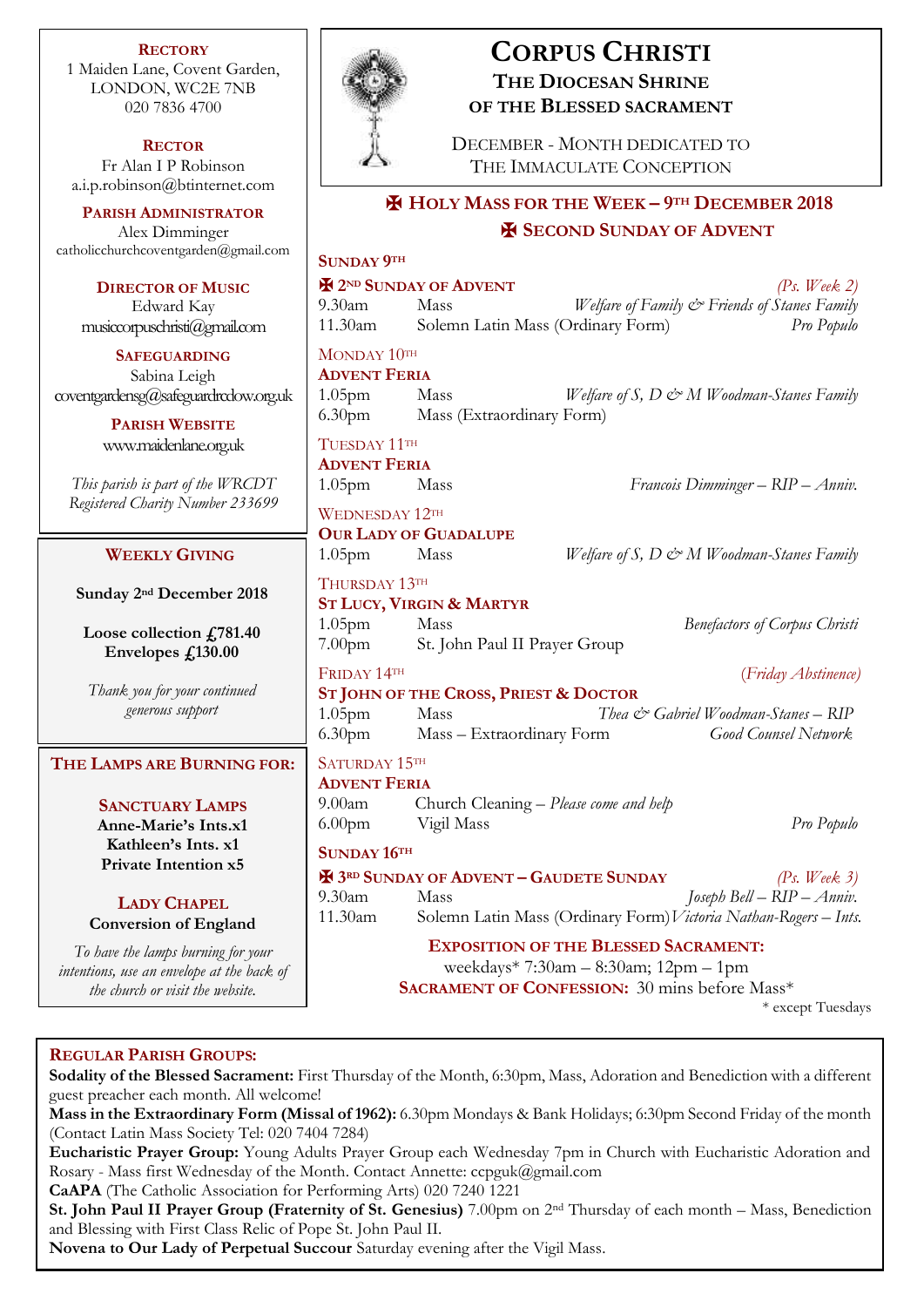# CORPUS CHRISTI

## THE DIOCESAN SHRINE OF THE BLESSED SACRAMENT

DECEMBER - MONTH DEDICATED TO THE IMMACULATE CONCEPTION

## ✠ HOLY MASS FOR THE WEEK – 9TH DECEMBER 2018

## ✠ SECOND SUNDAY OF ADVENT

**SUNDAY 9TH**

**✠ 2ND SUNDAY OF ADVENT** *(Ps. Week 2)*

| | | |
|---|---|---|
| 9.30am | Mass | *Welfare of Family & Friends of Stanes Family* |
| 11.30am | Solemn Latin Mass (Ordinary Form) | *Pro Populo* |

MONDAY 10TH

**ADVENT FERIA**

| | | |
|---|---|---|
| 1.05pm | Mass | *Welfare of S, D & M Woodman-Stanes Family* |
| 6.30pm | Mass (Extraordinary Form) | |

TUESDAY 11TH

**ADVENT FERIA**

| | | |
|---|---|---|
| 1.05pm | Mass | *Francois Dimminger – RIP – Anniv.* |

WEDNESDAY 12TH

**OUR LADY OF GUADALUPE**

| | | |
|---|---|---|
| 1.05pm | Mass | *Welfare of S, D & M Woodman-Stanes Family* |

THURSDAY 13TH

**ST LUCY, VIRGIN & MARTYR**

| | | |
|---|---|---|
| 1.05pm | Mass | *Benefactors of Corpus Christi* |
| 7.00pm | St. John Paul II Prayer Group | |

FRIDAY 14TH *(Friday Abstinence)*

**ST JOHN OF THE CROSS, PRIEST & DOCTOR**

| | | |
|---|---|---|
| 1.05pm | Mass | *Thea & Gabriel Woodman-Stanes – RIP* |
| 6.30pm | Mass – Extraordinary Form | *Good Counsel Network* |

SATURDAY 15TH

**ADVENT FERIA**

| | | |
|---|---|---|
| 9.00am | Church Cleaning – *Please come and help* | |
| 6.00pm | Vigil Mass | *Pro Populo* |

**SUNDAY 16TH**

**✠ 3RD SUNDAY OF ADVENT – GAUDETE SUNDAY** *(Ps. Week 3)*

| | | |
|---|---|---|
| 9.30am | Mass | *Joseph Bell – RIP – Anniv.* |
| 11.30am | Solemn Latin Mass (Ordinary Form) | *Victoria Nathan-Rogers – Ints.* |

**EXPOSITION OF THE BLESSED SACRAMENT:**
weekdays* 7:30am – 8:30am; 12pm – 1pm

**SACRAMENT OF CONFESSION:** 30 mins before Mass*

\* except Tuesdays

---

**RECTORY**
1 Maiden Lane, Covent Garden,
LONDON, WC2E 7NB
020 7836 4700

**RECTOR**
Fr Alan I P Robinson
a.i.p.robinson@btinternet.com

**PARISH ADMINISTRATOR**
Alex Dimminger
catholicchurchcoventgarden@gmail.com

**DIRECTOR OF MUSIC**
Edward Kay
musiccorpuschristi@gmail.com

**SAFEGUARDING**
Sabina Leigh
coventgardensg@safeguardrcdow.org.uk

**PARISH WEBSITE**
www.maidenlane.org.uk

*This parish is part of the WRCDT Registered Charity Number 233699*

---

**WEEKLY GIVING**

**Sunday 2nd December 2018**

**Loose collection £781.40**
**Envelopes £130.00**

*Thank you for your continued generous support*

---

**THE LAMPS ARE BURNING FOR:**

**SANCTUARY LAMPS**
**Anne-Marie's Ints.x1**
**Kathleen's Ints. x1**
**Private Intention x5**

**LADY CHAPEL**
**Conversion of England**

*To have the lamps burning for your intentions, use an envelope at the back of the church or visit the website.*

---

**REGULAR PARISH GROUPS:**

**Sodality of the Blessed Sacrament:** First Thursday of the Month, 6:30pm, Mass, Adoration and Benediction with a different guest preacher each month. All welcome!

**Mass in the Extraordinary Form (Missal of 1962):** 6.30pm Mondays & Bank Holidays; 6:30pm Second Friday of the month (Contact Latin Mass Society Tel: 020 7404 7284)

**Eucharistic Prayer Group:** Young Adults Prayer Group each Wednesday 7pm in Church with Eucharistic Adoration and Rosary - Mass first Wednesday of the Month. Contact Annette: ccpguk@gmail.com

**CaAPA** (The Catholic Association for Performing Arts) 020 7240 1221

**St. John Paul II Prayer Group (Fraternity of St. Genesius)** 7.00pm on 2nd Thursday of each month – Mass, Benediction and Blessing with First Class Relic of Pope St. John Paul II.

**Novena to Our Lady of Perpetual Succour** Saturday evening after the Vigil Mass.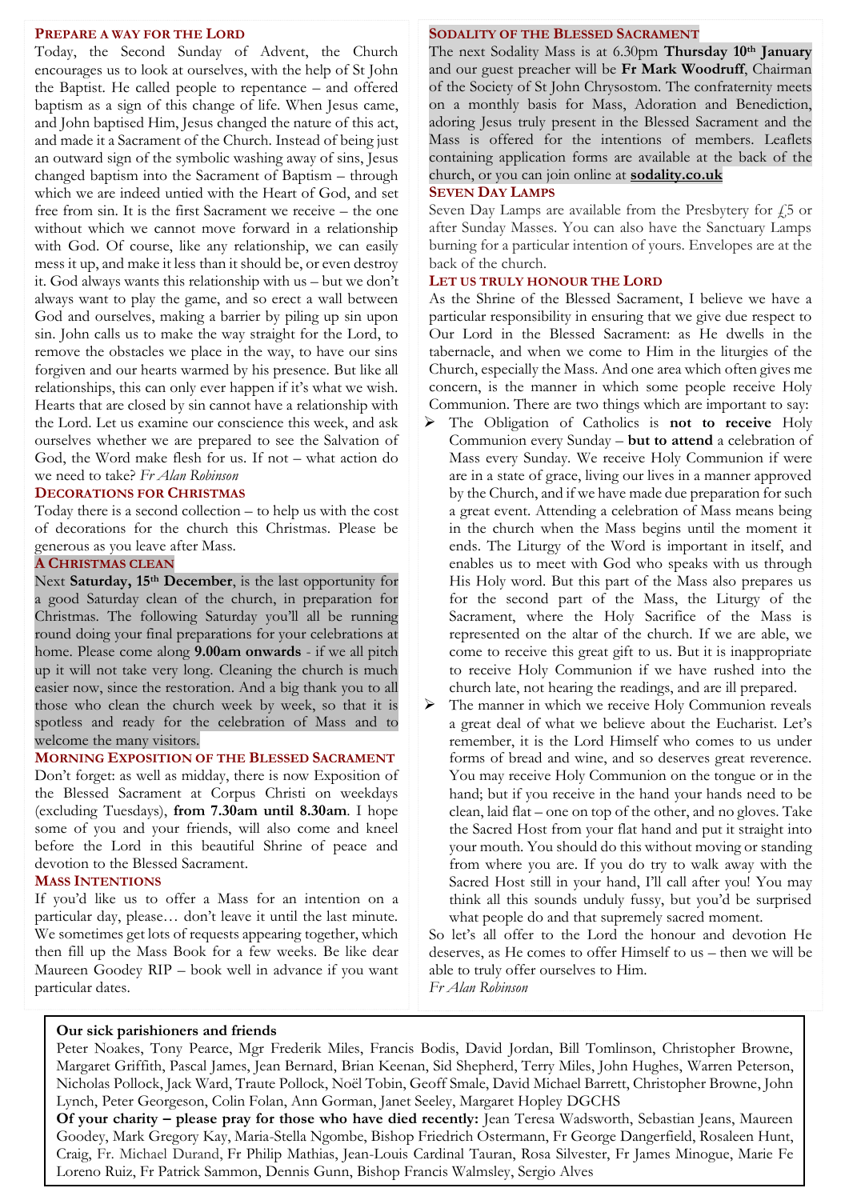## PREPARE A WAY FOR THE LORD

Today, the Second Sunday of Advent, the Church encourages us to look at ourselves, with the help of St John the Baptist. He called people to repentance – and offered baptism as a sign of this change of life. When Jesus came, and John baptised Him, Jesus changed the nature of this act, and made it a Sacrament of the Church. Instead of being just an outward sign of the symbolic washing away of sins, Jesus changed baptism into the Sacrament of Baptism – through which we are indeed untied with the Heart of God, and set free from sin. It is the first Sacrament we receive – the one without which we cannot move forward in a relationship with God. Of course, like any relationship, we can easily mess it up, and make it less than it should be, or even destroy it. God always wants this relationship with us – but we don't always want to play the game, and so erect a wall between God and ourselves, making a barrier by piling up sin upon sin. John calls us to make the way straight for the Lord, to remove the obstacles we place in the way, to have our sins forgiven and our hearts warmed by his presence. But like all relationships, this can only ever happen if it's what we wish. Hearts that are closed by sin cannot have a relationship with the Lord. Let us examine our conscience this week, and ask ourselves whether we are prepared to see the Salvation of God, the Word make flesh for us. If not – what action do we need to take? *Fr Alan Robinson*

## DECORATIONS FOR CHRISTMAS

Today there is a second collection – to help us with the cost of decorations for the church this Christmas. Please be generous as you leave after Mass.

## A CHRISTMAS CLEAN

Next **Saturday, 15th December**, is the last opportunity for a good Saturday clean of the church, in preparation for Christmas. The following Saturday you'll all be running round doing your final preparations for your celebrations at home. Please come along **9.00am onwards** - if we all pitch up it will not take very long. Cleaning the church is much easier now, since the restoration. And a big thank you to all those who clean the church week by week, so that it is spotless and ready for the celebration of Mass and to welcome the many visitors.

## MORNING EXPOSITION OF THE BLESSED SACRAMENT

Don't forget: as well as midday, there is now Exposition of the Blessed Sacrament at Corpus Christi on weekdays (excluding Tuesdays), **from 7.30am until 8.30am**. I hope some of you and your friends, will also come and kneel before the Lord in this beautiful Shrine of peace and devotion to the Blessed Sacrament.

## MASS INTENTIONS

If you'd like us to offer a Mass for an intention on a particular day, please… don't leave it until the last minute. We sometimes get lots of requests appearing together, which then fill up the Mass Book for a few weeks. Be like dear Maureen Goodey RIP – book well in advance if you want particular dates.

## SODALITY OF THE BLESSED SACRAMENT

The next Sodality Mass is at 6.30pm **Thursday 10th January** and our guest preacher will be **Fr Mark Woodruff**, Chairman of the Society of St John Chrysostom. The confraternity meets on a monthly basis for Mass, Adoration and Benediction, adoring Jesus truly present in the Blessed Sacrament and the Mass is offered for the intentions of members. Leaflets containing application forms are available at the back of the church, or you can join online at **sodality.co.uk**

## SEVEN DAY LAMPS

Seven Day Lamps are available from the Presbytery for £5 or after Sunday Masses. You can also have the Sanctuary Lamps burning for a particular intention of yours. Envelopes are at the back of the church.

## LET US TRULY HONOUR THE LORD

As the Shrine of the Blessed Sacrament, I believe we have a particular responsibility in ensuring that we give due respect to Our Lord in the Blessed Sacrament: as He dwells in the tabernacle, and when we come to Him in the liturgies of the Church, especially the Mass. And one area which often gives me concern, is the manner in which some people receive Holy Communion. There are two things which are important to say:

- The Obligation of Catholics is **not to receive** Holy Communion every Sunday – **but to attend** a celebration of Mass every Sunday. We receive Holy Communion if were are in a state of grace, living our lives in a manner approved by the Church, and if we have made due preparation for such a great event. Attending a celebration of Mass means being in the church when the Mass begins until the moment it ends. The Liturgy of the Word is important in itself, and enables us to meet with God who speaks with us through His Holy word. But this part of the Mass also prepares us for the second part of the Mass, the Liturgy of the Sacrament, where the Holy Sacrifice of the Mass is represented on the altar of the church. If we are able, we come to receive this great gift to us. But it is inappropriate to receive Holy Communion if we have rushed into the church late, not hearing the readings, and are ill prepared.
- The manner in which we receive Holy Communion reveals a great deal of what we believe about the Eucharist. Let's remember, it is the Lord Himself who comes to us under forms of bread and wine, and so deserves great reverence. You may receive Holy Communion on the tongue or in the hand; but if you receive in the hand your hands need to be clean, laid flat – one on top of the other, and no gloves. Take the Sacred Host from your flat hand and put it straight into your mouth. You should do this without moving or standing from where you are. If you do try to walk away with the Sacred Host still in your hand, I'll call after you! You may think all this sounds unduly fussy, but you'd be surprised what people do and that supremely sacred moment.

So let's all offer to the Lord the honour and devotion He deserves, as He comes to offer Himself to us – then we will be able to truly offer ourselves to Him.
*Fr Alan Robinson*

**Our sick parishioners and friends**
Peter Noakes, Tony Pearce, Mgr Frederik Miles, Francis Bodis, David Jordan, Bill Tomlinson, Christopher Browne, Margaret Griffith, Pascal James, Jean Bernard, Brian Keenan, Sid Shepherd, Terry Miles, John Hughes, Warren Peterson, Nicholas Pollock, Jack Ward, Traute Pollock, Noël Tobin, Geoff Smale, David Michael Barrett, Christopher Browne, John Lynch, Peter Georgeson, Colin Folan, Ann Gorman, Janet Seeley, Margaret Hopley DGCHS
**Of your charity – please pray for those who have died recently:** Jean Teresa Wadsworth, Sebastian Jeans, Maureen Goodey, Mark Gregory Kay, Maria-Stella Ngombe, Bishop Friedrich Ostermann, Fr George Dangerfield, Rosaleen Hunt, Craig, Fr. Michael Durand, Fr Philip Mathias, Jean-Louis Cardinal Tauran, Rosa Silvester, Fr James Minogue, Marie Fe Loreno Ruiz, Fr Patrick Sammon, Dennis Gunn, Bishop Francis Walmsley, Sergio Alves